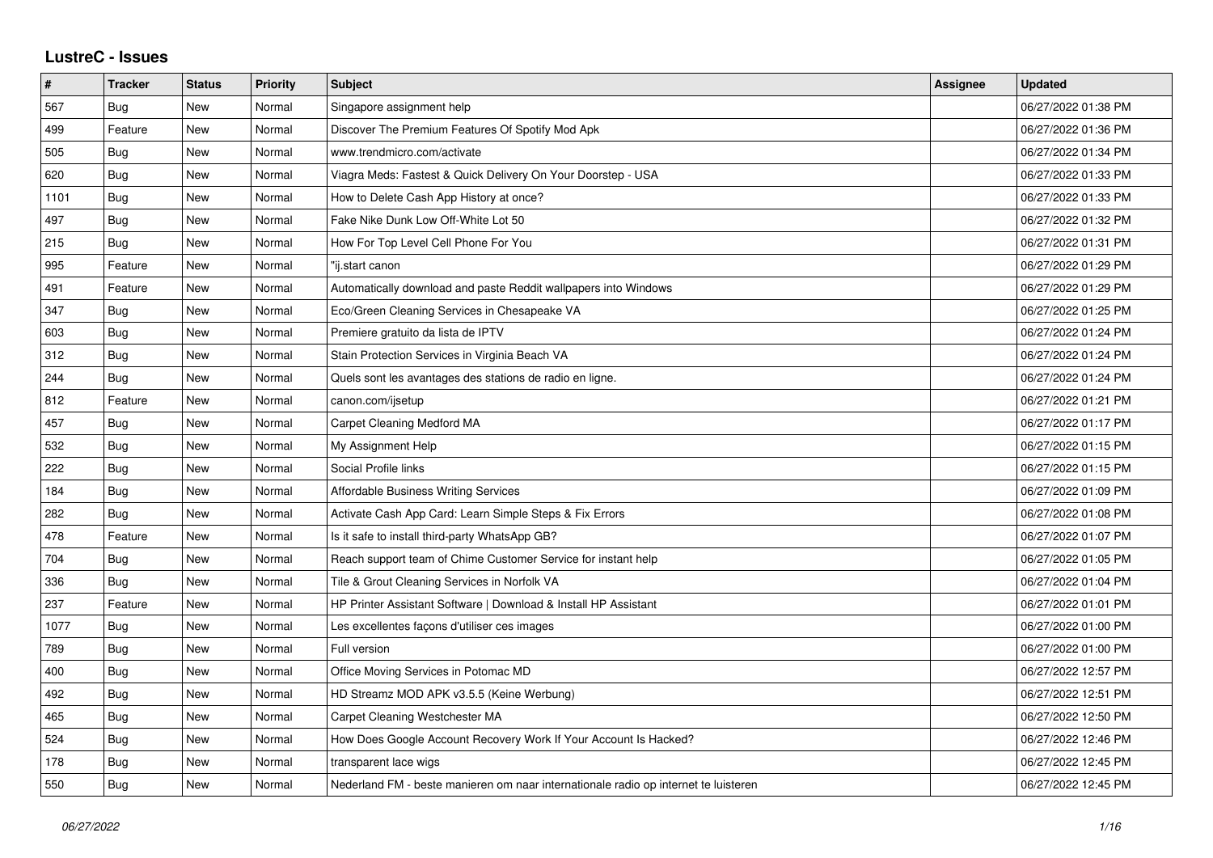# LustreC - Issues

| # | Tracker | Status | Priority | Subject | Assignee | Updated |
|---|---|---|---|---|---|---|
| 567 | Bug | New | Normal | Singapore assignment help | | 06/27/2022 01:38 PM |
| 499 | Feature | New | Normal | Discover The Premium Features Of Spotify Mod Apk | | 06/27/2022 01:36 PM |
| 505 | Bug | New | Normal | www.trendmicro.com/activate | | 06/27/2022 01:34 PM |
| 620 | Bug | New | Normal | Viagra Meds: Fastest & Quick Delivery On Your Doorstep - USA | | 06/27/2022 01:33 PM |
| 1101 | Bug | New | Normal | How to Delete Cash App History at once? | | 06/27/2022 01:33 PM |
| 497 | Bug | New | Normal | Fake Nike Dunk Low Off-White Lot 50 | | 06/27/2022 01:32 PM |
| 215 | Bug | New | Normal | How For Top Level Cell Phone For You | | 06/27/2022 01:31 PM |
| 995 | Feature | New | Normal | "ij.start canon | | 06/27/2022 01:29 PM |
| 491 | Feature | New | Normal | Automatically download and paste Reddit wallpapers into Windows | | 06/27/2022 01:29 PM |
| 347 | Bug | New | Normal | Eco/Green Cleaning Services in Chesapeake VA | | 06/27/2022 01:25 PM |
| 603 | Bug | New | Normal | Premiere gratuito da lista de IPTV | | 06/27/2022 01:24 PM |
| 312 | Bug | New | Normal | Stain Protection Services in Virginia Beach VA | | 06/27/2022 01:24 PM |
| 244 | Bug | New | Normal | Quels sont les avantages des stations de radio en ligne. | | 06/27/2022 01:24 PM |
| 812 | Feature | New | Normal | canon.com/ijsetup | | 06/27/2022 01:21 PM |
| 457 | Bug | New | Normal | Carpet Cleaning Medford MA | | 06/27/2022 01:17 PM |
| 532 | Bug | New | Normal | My Assignment Help | | 06/27/2022 01:15 PM |
| 222 | Bug | New | Normal | Social Profile links | | 06/27/2022 01:15 PM |
| 184 | Bug | New | Normal | Affordable Business Writing Services | | 06/27/2022 01:09 PM |
| 282 | Bug | New | Normal | Activate Cash App Card: Learn Simple Steps & Fix Errors | | 06/27/2022 01:08 PM |
| 478 | Feature | New | Normal | Is it safe to install third-party WhatsApp GB? | | 06/27/2022 01:07 PM |
| 704 | Bug | New | Normal | Reach support team of Chime Customer Service for instant help | | 06/27/2022 01:05 PM |
| 336 | Bug | New | Normal | Tile & Grout Cleaning Services in Norfolk VA | | 06/27/2022 01:04 PM |
| 237 | Feature | New | Normal | HP Printer Assistant Software \| Download & Install HP Assistant | | 06/27/2022 01:01 PM |
| 1077 | Bug | New | Normal | Les excellentes façons d'utiliser ces images | | 06/27/2022 01:00 PM |
| 789 | Bug | New | Normal | Full version | | 06/27/2022 01:00 PM |
| 400 | Bug | New | Normal | Office Moving Services in Potomac MD | | 06/27/2022 12:57 PM |
| 492 | Bug | New | Normal | HD Streamz MOD APK v3.5.5 (Keine Werbung) | | 06/27/2022 12:51 PM |
| 465 | Bug | New | Normal | Carpet Cleaning Westchester MA | | 06/27/2022 12:50 PM |
| 524 | Bug | New | Normal | How Does Google Account Recovery Work If Your Account Is Hacked? | | 06/27/2022 12:46 PM |
| 178 | Bug | New | Normal | transparent lace wigs | | 06/27/2022 12:45 PM |
| 550 | Bug | New | Normal | Nederland FM - beste manieren om naar internationale radio op internet te luisteren | | 06/27/2022 12:45 PM |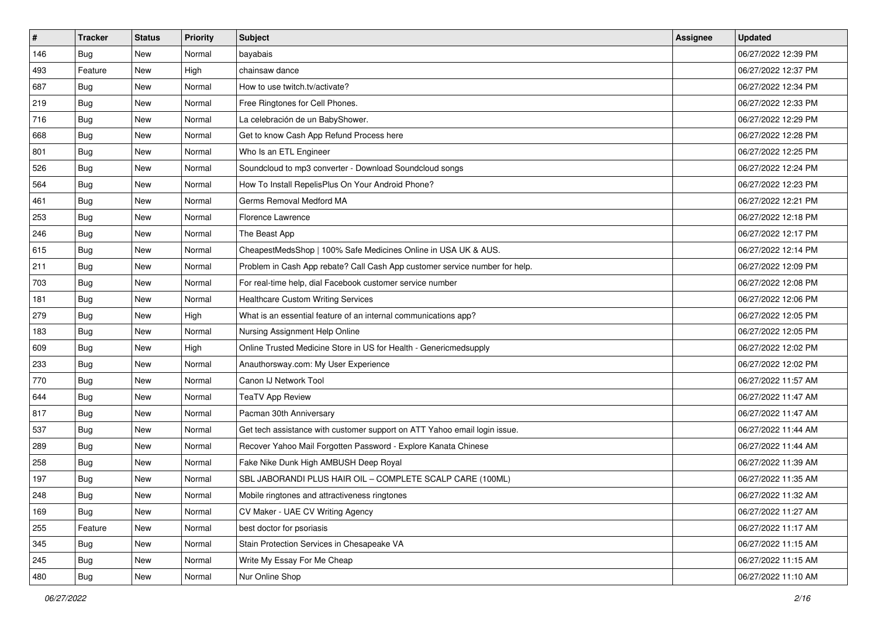| # | Tracker | Status | Priority | Subject | Assignee | Updated |
|---|---|---|---|---|---|---|
| 146 | Bug | New | Normal | bayabais | | 06/27/2022 12:39 PM |
| 493 | Feature | New | High | chainsaw dance | | 06/27/2022 12:37 PM |
| 687 | Bug | New | Normal | How to use twitch.tv/activate? | | 06/27/2022 12:34 PM |
| 219 | Bug | New | Normal | Free Ringtones for Cell Phones. | | 06/27/2022 12:33 PM |
| 716 | Bug | New | Normal | La celebración de un BabyShower. | | 06/27/2022 12:29 PM |
| 668 | Bug | New | Normal | Get to know Cash App Refund Process here | | 06/27/2022 12:28 PM |
| 801 | Bug | New | Normal | Who Is an ETL Engineer | | 06/27/2022 12:25 PM |
| 526 | Bug | New | Normal | Soundcloud to mp3 converter - Download Soundcloud songs | | 06/27/2022 12:24 PM |
| 564 | Bug | New | Normal | How To Install RepelisPlus On Your Android Phone? | | 06/27/2022 12:23 PM |
| 461 | Bug | New | Normal | Germs Removal Medford MA | | 06/27/2022 12:21 PM |
| 253 | Bug | New | Normal | Florence Lawrence | | 06/27/2022 12:18 PM |
| 246 | Bug | New | Normal | The Beast App | | 06/27/2022 12:17 PM |
| 615 | Bug | New | Normal | CheapestMedsShop \| 100% Safe Medicines Online in USA UK & AUS. | | 06/27/2022 12:14 PM |
| 211 | Bug | New | Normal | Problem in Cash App rebate? Call Cash App customer service number for help. | | 06/27/2022 12:09 PM |
| 703 | Bug | New | Normal | For real-time help, dial Facebook customer service number | | 06/27/2022 12:08 PM |
| 181 | Bug | New | Normal | Healthcare Custom Writing Services | | 06/27/2022 12:06 PM |
| 279 | Bug | New | High | What is an essential feature of an internal communications app? | | 06/27/2022 12:05 PM |
| 183 | Bug | New | Normal | Nursing Assignment Help Online | | 06/27/2022 12:05 PM |
| 609 | Bug | New | High | Online Trusted Medicine Store in US for Health - Genericmedsupply | | 06/27/2022 12:02 PM |
| 233 | Bug | New | Normal | Anauthorsway.com: My User Experience | | 06/27/2022 12:02 PM |
| 770 | Bug | New | Normal | Canon IJ Network Tool | | 06/27/2022 11:57 AM |
| 644 | Bug | New | Normal | TeaTV App Review | | 06/27/2022 11:47 AM |
| 817 | Bug | New | Normal | Pacman 30th Anniversary | | 06/27/2022 11:47 AM |
| 537 | Bug | New | Normal | Get tech assistance with customer support on ATT Yahoo email login issue. | | 06/27/2022 11:44 AM |
| 289 | Bug | New | Normal | Recover Yahoo Mail Forgotten Password - Explore Kanata Chinese | | 06/27/2022 11:44 AM |
| 258 | Bug | New | Normal | Fake Nike Dunk High AMBUSH Deep Royal | | 06/27/2022 11:39 AM |
| 197 | Bug | New | Normal | SBL JABORANDI PLUS HAIR OIL – COMPLETE SCALP CARE (100ML) | | 06/27/2022 11:35 AM |
| 248 | Bug | New | Normal | Mobile ringtones and attractiveness ringtones | | 06/27/2022 11:32 AM |
| 169 | Bug | New | Normal | CV Maker - UAE CV Writing Agency | | 06/27/2022 11:27 AM |
| 255 | Feature | New | Normal | best doctor for psoriasis | | 06/27/2022 11:17 AM |
| 345 | Bug | New | Normal | Stain Protection Services in Chesapeake VA | | 06/27/2022 11:15 AM |
| 245 | Bug | New | Normal | Write My Essay For Me Cheap | | 06/27/2022 11:15 AM |
| 480 | Bug | New | Normal | Nur Online Shop | | 06/27/2022 11:10 AM |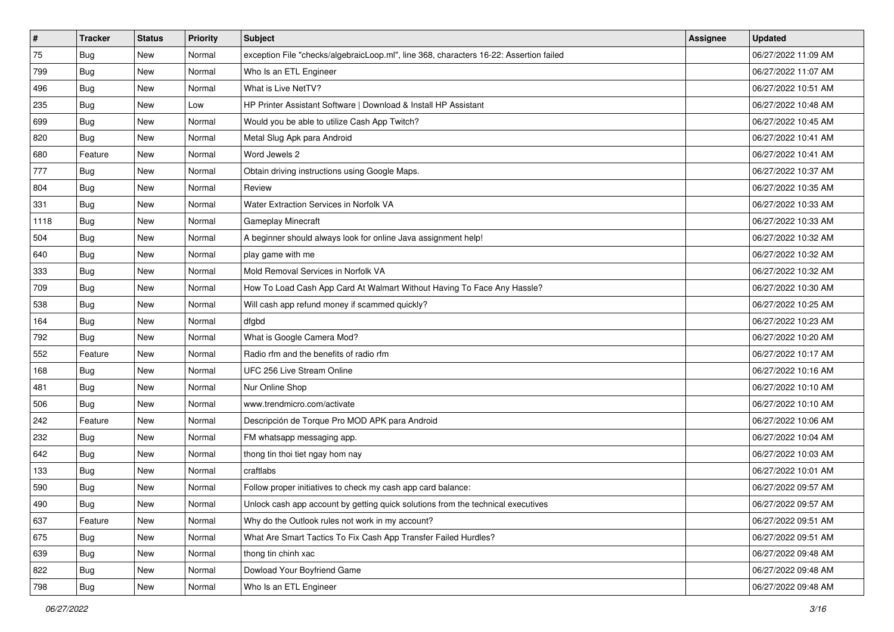| # | Tracker | Status | Priority | Subject | Assignee | Updated |
|---|---|---|---|---|---|---|
| 75 | Bug | New | Normal | exception File "checks/algebraicLoop.ml", line 368, characters 16-22: Assertion failed | | 06/27/2022 11:09 AM |
| 799 | Bug | New | Normal | Who Is an ETL Engineer | | 06/27/2022 11:07 AM |
| 496 | Bug | New | Normal | What is Live NetTV? | | 06/27/2022 10:51 AM |
| 235 | Bug | New | Low | HP Printer Assistant Software \| Download & Install HP Assistant | | 06/27/2022 10:48 AM |
| 699 | Bug | New | Normal | Would you be able to utilize Cash App Twitch? | | 06/27/2022 10:45 AM |
| 820 | Bug | New | Normal | Metal Slug Apk para Android | | 06/27/2022 10:41 AM |
| 680 | Feature | New | Normal | Word Jewels 2 | | 06/27/2022 10:41 AM |
| 777 | Bug | New | Normal | Obtain driving instructions using Google Maps. | | 06/27/2022 10:37 AM |
| 804 | Bug | New | Normal | Review | | 06/27/2022 10:35 AM |
| 331 | Bug | New | Normal | Water Extraction Services in Norfolk VA | | 06/27/2022 10:33 AM |
| 1118 | Bug | New | Normal | Gameplay Minecraft | | 06/27/2022 10:33 AM |
| 504 | Bug | New | Normal | A beginner should always look for online Java assignment help! | | 06/27/2022 10:32 AM |
| 640 | Bug | New | Normal | play game with me | | 06/27/2022 10:32 AM |
| 333 | Bug | New | Normal | Mold Removal Services in Norfolk VA | | 06/27/2022 10:32 AM |
| 709 | Bug | New | Normal | How To Load Cash App Card At Walmart Without Having To Face Any Hassle? | | 06/27/2022 10:30 AM |
| 538 | Bug | New | Normal | Will cash app refund money if scammed quickly? | | 06/27/2022 10:25 AM |
| 164 | Bug | New | Normal | dfgbd | | 06/27/2022 10:23 AM |
| 792 | Bug | New | Normal | What is Google Camera Mod? | | 06/27/2022 10:20 AM |
| 552 | Feature | New | Normal | Radio rfm and the benefits of radio rfm | | 06/27/2022 10:17 AM |
| 168 | Bug | New | Normal | UFC 256 Live Stream Online | | 06/27/2022 10:16 AM |
| 481 | Bug | New | Normal | Nur Online Shop | | 06/27/2022 10:10 AM |
| 506 | Bug | New | Normal | www.trendmicro.com/activate | | 06/27/2022 10:10 AM |
| 242 | Feature | New | Normal | Descripción de Torque Pro MOD APK para Android | | 06/27/2022 10:06 AM |
| 232 | Bug | New | Normal | FM whatsapp messaging app. | | 06/27/2022 10:04 AM |
| 642 | Bug | New | Normal | thong tin thoi tiet ngay hom nay | | 06/27/2022 10:03 AM |
| 133 | Bug | New | Normal | craftlabs | | 06/27/2022 10:01 AM |
| 590 | Bug | New | Normal | Follow proper initiatives to check my cash app card balance: | | 06/27/2022 09:57 AM |
| 490 | Bug | New | Normal | Unlock cash app account by getting quick solutions from the technical executives | | 06/27/2022 09:57 AM |
| 637 | Feature | New | Normal | Why do the Outlook rules not work in my account? | | 06/27/2022 09:51 AM |
| 675 | Bug | New | Normal | What Are Smart Tactics To Fix Cash App Transfer Failed Hurdles? | | 06/27/2022 09:51 AM |
| 639 | Bug | New | Normal | thong tin chinh xac | | 06/27/2022 09:48 AM |
| 822 | Bug | New | Normal | Dowload Your Boyfriend Game | | 06/27/2022 09:48 AM |
| 798 | Bug | New | Normal | Who Is an ETL Engineer | | 06/27/2022 09:48 AM |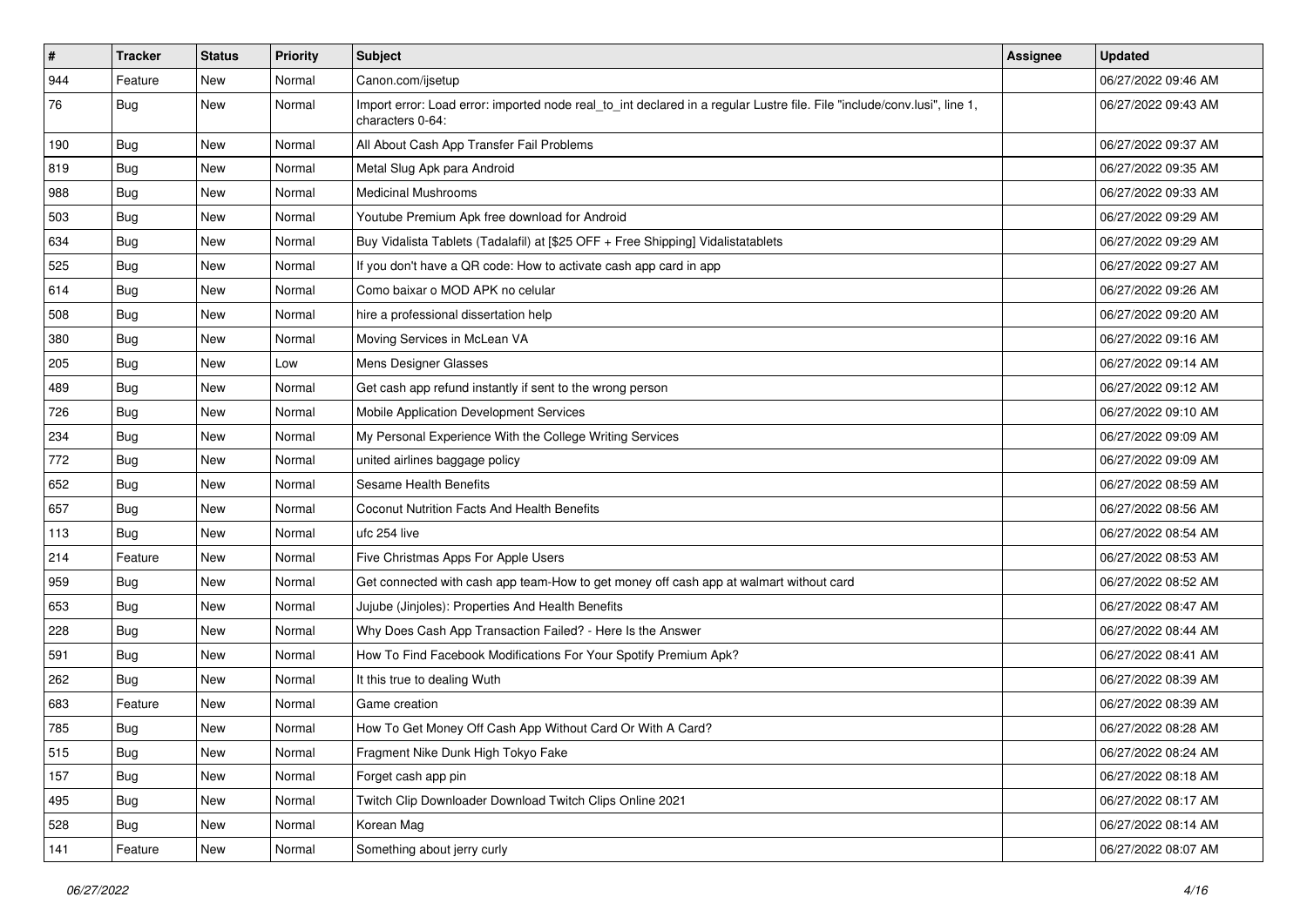| # | Tracker | Status | Priority | Subject | Assignee | Updated |
|---|---|---|---|---|---|---|
| 944 | Feature | New | Normal | Canon.com/ijsetup | | 06/27/2022 09:46 AM |
| 76 | Bug | New | Normal | Import error: Load error: imported node real_to_int declared in a regular Lustre file. File "include/conv.lusi", line 1, characters 0-64: | | 06/27/2022 09:43 AM |
| 190 | Bug | New | Normal | All About Cash App Transfer Fail Problems | | 06/27/2022 09:37 AM |
| 819 | Bug | New | Normal | Metal Slug Apk para Android | | 06/27/2022 09:35 AM |
| 988 | Bug | New | Normal | Medicinal Mushrooms | | 06/27/2022 09:33 AM |
| 503 | Bug | New | Normal | Youtube Premium Apk free download for Android | | 06/27/2022 09:29 AM |
| 634 | Bug | New | Normal | Buy Vidalista Tablets (Tadalafil) at [$25 OFF + Free Shipping] Vidalistatablets | | 06/27/2022 09:29 AM |
| 525 | Bug | New | Normal | If you don't have a QR code: How to activate cash app card in app | | 06/27/2022 09:27 AM |
| 614 | Bug | New | Normal | Como baixar o MOD APK no celular | | 06/27/2022 09:26 AM |
| 508 | Bug | New | Normal | hire a professional dissertation help | | 06/27/2022 09:20 AM |
| 380 | Bug | New | Normal | Moving Services in McLean VA | | 06/27/2022 09:16 AM |
| 205 | Bug | New | Low | Mens Designer Glasses | | 06/27/2022 09:14 AM |
| 489 | Bug | New | Normal | Get cash app refund instantly if sent to the wrong person | | 06/27/2022 09:12 AM |
| 726 | Bug | New | Normal | Mobile Application Development Services | | 06/27/2022 09:10 AM |
| 234 | Bug | New | Normal | My Personal Experience With the College Writing Services | | 06/27/2022 09:09 AM |
| 772 | Bug | New | Normal | united airlines baggage policy | | 06/27/2022 09:09 AM |
| 652 | Bug | New | Normal | Sesame Health Benefits | | 06/27/2022 08:59 AM |
| 657 | Bug | New | Normal | Coconut Nutrition Facts And Health Benefits | | 06/27/2022 08:56 AM |
| 113 | Bug | New | Normal | ufc 254 live | | 06/27/2022 08:54 AM |
| 214 | Feature | New | Normal | Five Christmas Apps For Apple Users | | 06/27/2022 08:53 AM |
| 959 | Bug | New | Normal | Get connected with cash app team-How to get money off cash app at walmart without card | | 06/27/2022 08:52 AM |
| 653 | Bug | New | Normal | Jujube (Jinjoles): Properties And Health Benefits | | 06/27/2022 08:47 AM |
| 228 | Bug | New | Normal | Why Does Cash App Transaction Failed? - Here Is the Answer | | 06/27/2022 08:44 AM |
| 591 | Bug | New | Normal | How To Find Facebook Modifications For Your Spotify Premium Apk? | | 06/27/2022 08:41 AM |
| 262 | Bug | New | Normal | It this true to dealing Wuth | | 06/27/2022 08:39 AM |
| 683 | Feature | New | Normal | Game creation | | 06/27/2022 08:39 AM |
| 785 | Bug | New | Normal | How To Get Money Off Cash App Without Card Or With A Card? | | 06/27/2022 08:28 AM |
| 515 | Bug | New | Normal | Fragment Nike Dunk High Tokyo Fake | | 06/27/2022 08:24 AM |
| 157 | Bug | New | Normal | Forget cash app pin | | 06/27/2022 08:18 AM |
| 495 | Bug | New | Normal | Twitch Clip Downloader Download Twitch Clips Online 2021 | | 06/27/2022 08:17 AM |
| 528 | Bug | New | Normal | Korean Mag | | 06/27/2022 08:14 AM |
| 141 | Feature | New | Normal | Something about jerry curly | | 06/27/2022 08:07 AM |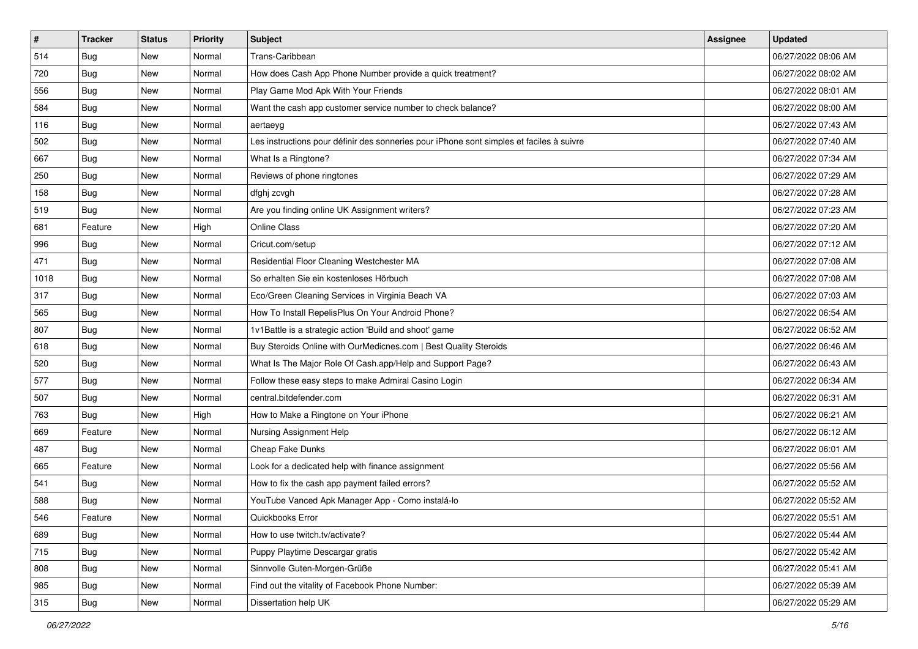| # | Tracker | Status | Priority | Subject | Assignee | Updated |
|---|---|---|---|---|---|---|
| 514 | Bug | New | Normal | Trans-Caribbean | | 06/27/2022 08:06 AM |
| 720 | Bug | New | Normal | How does Cash App Phone Number provide a quick treatment? | | 06/27/2022 08:02 AM |
| 556 | Bug | New | Normal | Play Game Mod Apk With Your Friends | | 06/27/2022 08:01 AM |
| 584 | Bug | New | Normal | Want the cash app customer service number to check balance? | | 06/27/2022 08:00 AM |
| 116 | Bug | New | Normal | aertaeyg | | 06/27/2022 07:43 AM |
| 502 | Bug | New | Normal | Les instructions pour définir des sonneries pour iPhone sont simples et faciles à suivre | | 06/27/2022 07:40 AM |
| 667 | Bug | New | Normal | What Is a Ringtone? | | 06/27/2022 07:34 AM |
| 250 | Bug | New | Normal | Reviews of phone ringtones | | 06/27/2022 07:29 AM |
| 158 | Bug | New | Normal | dfghj zcvgh | | 06/27/2022 07:28 AM |
| 519 | Bug | New | Normal | Are you finding online UK Assignment writers? | | 06/27/2022 07:23 AM |
| 681 | Feature | New | High | Online Class | | 06/27/2022 07:20 AM |
| 996 | Bug | New | Normal | Cricut.com/setup | | 06/27/2022 07:12 AM |
| 471 | Bug | New | Normal | Residential Floor Cleaning Westchester MA | | 06/27/2022 07:08 AM |
| 1018 | Bug | New | Normal | So erhalten Sie ein kostenloses Hörbuch | | 06/27/2022 07:08 AM |
| 317 | Bug | New | Normal | Eco/Green Cleaning Services in Virginia Beach VA | | 06/27/2022 07:03 AM |
| 565 | Bug | New | Normal | How To Install RepelisPlus On Your Android Phone? | | 06/27/2022 06:54 AM |
| 807 | Bug | New | Normal | 1v1Battle is a strategic action 'Build and shoot' game | | 06/27/2022 06:52 AM |
| 618 | Bug | New | Normal | Buy Steroids Online with OurMedicnes.com \| Best Quality Steroids | | 06/27/2022 06:46 AM |
| 520 | Bug | New | Normal | What Is The Major Role Of Cash.app/Help and Support Page? | | 06/27/2022 06:43 AM |
| 577 | Bug | New | Normal | Follow these easy steps to make Admiral Casino Login | | 06/27/2022 06:34 AM |
| 507 | Bug | New | Normal | central.bitdefender.com | | 06/27/2022 06:31 AM |
| 763 | Bug | New | High | How to Make a Ringtone on Your iPhone | | 06/27/2022 06:21 AM |
| 669 | Feature | New | Normal | Nursing Assignment Help | | 06/27/2022 06:12 AM |
| 487 | Bug | New | Normal | Cheap Fake Dunks | | 06/27/2022 06:01 AM |
| 665 | Feature | New | Normal | Look for a dedicated help with finance assignment | | 06/27/2022 05:56 AM |
| 541 | Bug | New | Normal | How to fix the cash app payment failed errors? | | 06/27/2022 05:52 AM |
| 588 | Bug | New | Normal | YouTube Vanced Apk Manager App - Como instalá-lo | | 06/27/2022 05:52 AM |
| 546 | Feature | New | Normal | Quickbooks Error | | 06/27/2022 05:51 AM |
| 689 | Bug | New | Normal | How to use twitch.tv/activate? | | 06/27/2022 05:44 AM |
| 715 | Bug | New | Normal | Puppy Playtime Descargar gratis | | 06/27/2022 05:42 AM |
| 808 | Bug | New | Normal | Sinnvolle Guten-Morgen-Grüße | | 06/27/2022 05:41 AM |
| 985 | Bug | New | Normal | Find out the vitality of Facebook Phone Number: | | 06/27/2022 05:39 AM |
| 315 | Bug | New | Normal | Dissertation help UK | | 06/27/2022 05:29 AM |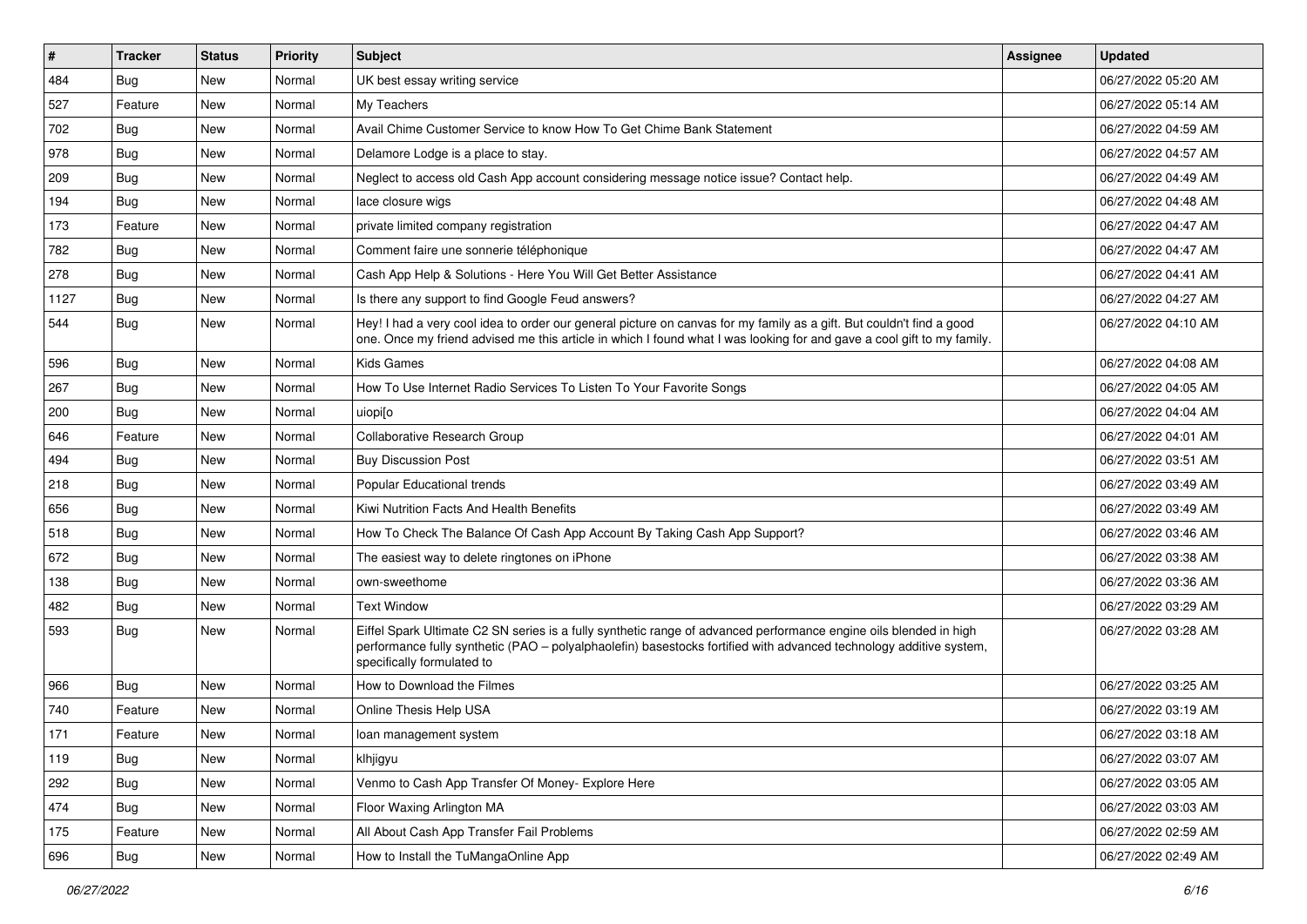| # | Tracker | Status | Priority | Subject | Assignee | Updated |
|---|---|---|---|---|---|---|
| 484 | Bug | New | Normal | UK best essay writing service | | 06/27/2022 05:20 AM |
| 527 | Feature | New | Normal | My Teachers | | 06/27/2022 05:14 AM |
| 702 | Bug | New | Normal | Avail Chime Customer Service to know How To Get Chime Bank Statement | | 06/27/2022 04:59 AM |
| 978 | Bug | New | Normal | Delamore Lodge is a place to stay. | | 06/27/2022 04:57 AM |
| 209 | Bug | New | Normal | Neglect to access old Cash App account considering message notice issue? Contact help. | | 06/27/2022 04:49 AM |
| 194 | Bug | New | Normal | lace closure wigs | | 06/27/2022 04:48 AM |
| 173 | Feature | New | Normal | private limited company registration | | 06/27/2022 04:47 AM |
| 782 | Bug | New | Normal | Comment faire une sonnerie téléphonique | | 06/27/2022 04:47 AM |
| 278 | Bug | New | Normal | Cash App Help & Solutions - Here You Will Get Better Assistance | | 06/27/2022 04:41 AM |
| 1127 | Bug | New | Normal | Is there any support to find Google Feud answers? | | 06/27/2022 04:27 AM |
| 544 | Bug | New | Normal | Hey! I had a very cool idea to order our general picture on canvas for my family as a gift. But couldn't find a good one. Once my friend advised me this article in which I found what I was looking for and gave a cool gift to my family. | | 06/27/2022 04:10 AM |
| 596 | Bug | New | Normal | Kids Games | | 06/27/2022 04:08 AM |
| 267 | Bug | New | Normal | How To Use Internet Radio Services To Listen To Your Favorite Songs | | 06/27/2022 04:05 AM |
| 200 | Bug | New | Normal | uiopi[o | | 06/27/2022 04:04 AM |
| 646 | Feature | New | Normal | Collaborative Research Group | | 06/27/2022 04:01 AM |
| 494 | Bug | New | Normal | Buy Discussion Post | | 06/27/2022 03:51 AM |
| 218 | Bug | New | Normal | Popular Educational trends | | 06/27/2022 03:49 AM |
| 656 | Bug | New | Normal | Kiwi Nutrition Facts And Health Benefits | | 06/27/2022 03:49 AM |
| 518 | Bug | New | Normal | How To Check The Balance Of Cash App Account By Taking Cash App Support? | | 06/27/2022 03:46 AM |
| 672 | Bug | New | Normal | The easiest way to delete ringtones on iPhone | | 06/27/2022 03:38 AM |
| 138 | Bug | New | Normal | own-sweethome | | 06/27/2022 03:36 AM |
| 482 | Bug | New | Normal | Text Window | | 06/27/2022 03:29 AM |
| 593 | Bug | New | Normal | Eiffel Spark Ultimate C2 SN series is a fully synthetic range of advanced performance engine oils blended in high performance fully synthetic (PAO – polyalphaolefin) basestocks fortified with advanced technology additive system, specifically formulated to | | 06/27/2022 03:28 AM |
| 966 | Bug | New | Normal | How to Download the Filmes | | 06/27/2022 03:25 AM |
| 740 | Feature | New | Normal | Online Thesis Help USA | | 06/27/2022 03:19 AM |
| 171 | Feature | New | Normal | loan management system | | 06/27/2022 03:18 AM |
| 119 | Bug | New | Normal | klhjigyu | | 06/27/2022 03:07 AM |
| 292 | Bug | New | Normal | Venmo to Cash App Transfer Of Money- Explore Here | | 06/27/2022 03:05 AM |
| 474 | Bug | New | Normal | Floor Waxing Arlington MA | | 06/27/2022 03:03 AM |
| 175 | Feature | New | Normal | All About Cash App Transfer Fail Problems | | 06/27/2022 02:59 AM |
| 696 | Bug | New | Normal | How to Install the TuMangaOnline App | | 06/27/2022 02:49 AM |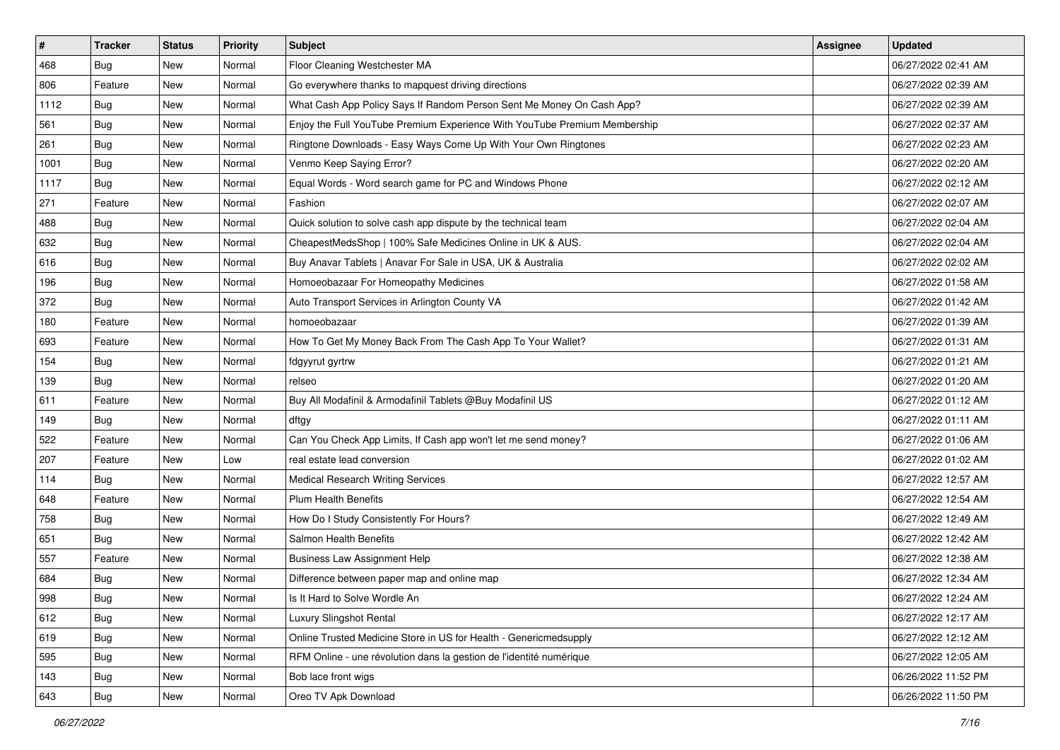| # | Tracker | Status | Priority | Subject | Assignee | Updated |
|---|---|---|---|---|---|---|
| 468 | Bug | New | Normal | Floor Cleaning Westchester MA | | 06/27/2022 02:41 AM |
| 806 | Feature | New | Normal | Go everywhere thanks to mapquest driving directions | | 06/27/2022 02:39 AM |
| 1112 | Bug | New | Normal | What Cash App Policy Says If Random Person Sent Me Money On Cash App? | | 06/27/2022 02:39 AM |
| 561 | Bug | New | Normal | Enjoy the Full YouTube Premium Experience With YouTube Premium Membership | | 06/27/2022 02:37 AM |
| 261 | Bug | New | Normal | Ringtone Downloads - Easy Ways Come Up With Your Own Ringtones | | 06/27/2022 02:23 AM |
| 1001 | Bug | New | Normal | Venmo Keep Saying Error? | | 06/27/2022 02:20 AM |
| 1117 | Bug | New | Normal | Equal Words - Word search game for PC and Windows Phone | | 06/27/2022 02:12 AM |
| 271 | Feature | New | Normal | Fashion | | 06/27/2022 02:07 AM |
| 488 | Bug | New | Normal | Quick solution to solve cash app dispute by the technical team | | 06/27/2022 02:04 AM |
| 632 | Bug | New | Normal | CheapestMedsShop \| 100% Safe Medicines Online in UK & AUS. | | 06/27/2022 02:04 AM |
| 616 | Bug | New | Normal | Buy Anavar Tablets \| Anavar For Sale in USA, UK & Australia | | 06/27/2022 02:02 AM |
| 196 | Bug | New | Normal | Homoeobazaar For Homeopathy Medicines | | 06/27/2022 01:58 AM |
| 372 | Bug | New | Normal | Auto Transport Services in Arlington County VA | | 06/27/2022 01:42 AM |
| 180 | Feature | New | Normal | homoeobazaar | | 06/27/2022 01:39 AM |
| 693 | Feature | New | Normal | How To Get My Money Back From The Cash App To Your Wallet? | | 06/27/2022 01:31 AM |
| 154 | Bug | New | Normal | fdgyyrut gyrtrw | | 06/27/2022 01:21 AM |
| 139 | Bug | New | Normal | relseo | | 06/27/2022 01:20 AM |
| 611 | Feature | New | Normal | Buy All Modafinil & Armodafinil Tablets @Buy Modafinil US | | 06/27/2022 01:12 AM |
| 149 | Bug | New | Normal | dftgy | | 06/27/2022 01:11 AM |
| 522 | Feature | New | Normal | Can You Check App Limits, If Cash app won't let me send money? | | 06/27/2022 01:06 AM |
| 207 | Feature | New | Low | real estate lead conversion | | 06/27/2022 01:02 AM |
| 114 | Bug | New | Normal | Medical Research Writing Services | | 06/27/2022 12:57 AM |
| 648 | Feature | New | Normal | Plum Health Benefits | | 06/27/2022 12:54 AM |
| 758 | Bug | New | Normal | How Do I Study Consistently For Hours? | | 06/27/2022 12:49 AM |
| 651 | Bug | New | Normal | Salmon Health Benefits | | 06/27/2022 12:42 AM |
| 557 | Feature | New | Normal | Business Law Assignment Help | | 06/27/2022 12:38 AM |
| 684 | Bug | New | Normal | Difference between paper map and online map | | 06/27/2022 12:34 AM |
| 998 | Bug | New | Normal | Is It Hard to Solve Wordle An | | 06/27/2022 12:24 AM |
| 612 | Bug | New | Normal | Luxury Slingshot Rental | | 06/27/2022 12:17 AM |
| 619 | Bug | New | Normal | Online Trusted Medicine Store in US for Health - Genericmedsupply | | 06/27/2022 12:12 AM |
| 595 | Bug | New | Normal | RFM Online - une révolution dans la gestion de l'identité numérique | | 06/27/2022 12:05 AM |
| 143 | Bug | New | Normal | Bob lace front wigs | | 06/26/2022 11:52 PM |
| 643 | Bug | New | Normal | Oreo TV Apk Download | | 06/26/2022 11:50 PM |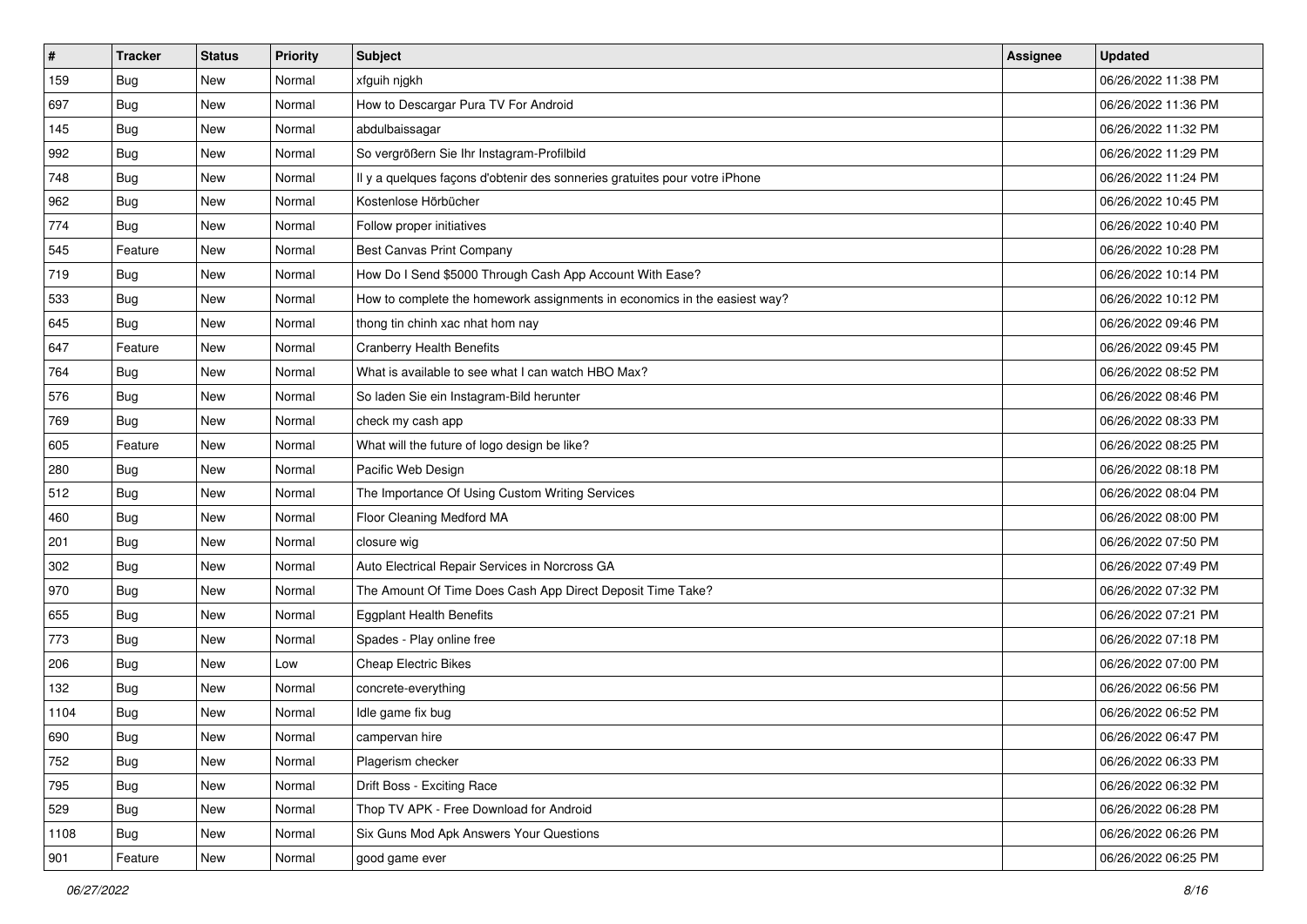| # | Tracker | Status | Priority | Subject | Assignee | Updated |
|---|---|---|---|---|---|---|
| 159 | Bug | New | Normal | xfguih njgkh | | 06/26/2022 11:38 PM |
| 697 | Bug | New | Normal | How to Descargar Pura TV For Android | | 06/26/2022 11:36 PM |
| 145 | Bug | New | Normal | abdulbaissagar | | 06/26/2022 11:32 PM |
| 992 | Bug | New | Normal | So vergrößern Sie Ihr Instagram-Profilbild | | 06/26/2022 11:29 PM |
| 748 | Bug | New | Normal | Il y a quelques façons d'obtenir des sonneries gratuites pour votre iPhone | | 06/26/2022 11:24 PM |
| 962 | Bug | New | Normal | Kostenlose Hörbücher | | 06/26/2022 10:45 PM |
| 774 | Bug | New | Normal | Follow proper initiatives | | 06/26/2022 10:40 PM |
| 545 | Feature | New | Normal | Best Canvas Print Company | | 06/26/2022 10:28 PM |
| 719 | Bug | New | Normal | How Do I Send $5000 Through Cash App Account With Ease? | | 06/26/2022 10:14 PM |
| 533 | Bug | New | Normal | How to complete the homework assignments in economics in the easiest way? | | 06/26/2022 10:12 PM |
| 645 | Bug | New | Normal | thong tin chinh xac nhat hom nay | | 06/26/2022 09:46 PM |
| 647 | Feature | New | Normal | Cranberry Health Benefits | | 06/26/2022 09:45 PM |
| 764 | Bug | New | Normal | What is available to see what I can watch HBO Max? | | 06/26/2022 08:52 PM |
| 576 | Bug | New | Normal | So laden Sie ein Instagram-Bild herunter | | 06/26/2022 08:46 PM |
| 769 | Bug | New | Normal | check my cash app | | 06/26/2022 08:33 PM |
| 605 | Feature | New | Normal | What will the future of logo design be like? | | 06/26/2022 08:25 PM |
| 280 | Bug | New | Normal | Pacific Web Design | | 06/26/2022 08:18 PM |
| 512 | Bug | New | Normal | The Importance Of Using Custom Writing Services | | 06/26/2022 08:04 PM |
| 460 | Bug | New | Normal | Floor Cleaning Medford MA | | 06/26/2022 08:00 PM |
| 201 | Bug | New | Normal | closure wig | | 06/26/2022 07:50 PM |
| 302 | Bug | New | Normal | Auto Electrical Repair Services in Norcross GA | | 06/26/2022 07:49 PM |
| 970 | Bug | New | Normal | The Amount Of Time Does Cash App Direct Deposit Time Take? | | 06/26/2022 07:32 PM |
| 655 | Bug | New | Normal | Eggplant Health Benefits | | 06/26/2022 07:21 PM |
| 773 | Bug | New | Normal | Spades - Play online free | | 06/26/2022 07:18 PM |
| 206 | Bug | New | Low | Cheap Electric Bikes | | 06/26/2022 07:00 PM |
| 132 | Bug | New | Normal | concrete-everything | | 06/26/2022 06:56 PM |
| 1104 | Bug | New | Normal | Idle game fix bug | | 06/26/2022 06:52 PM |
| 690 | Bug | New | Normal | campervan hire | | 06/26/2022 06:47 PM |
| 752 | Bug | New | Normal | Plagerism checker | | 06/26/2022 06:33 PM |
| 795 | Bug | New | Normal | Drift Boss - Exciting Race | | 06/26/2022 06:32 PM |
| 529 | Bug | New | Normal | Thop TV APK - Free Download for Android | | 06/26/2022 06:28 PM |
| 1108 | Bug | New | Normal | Six Guns Mod Apk Answers Your Questions | | 06/26/2022 06:26 PM |
| 901 | Feature | New | Normal | good game ever | | 06/26/2022 06:25 PM |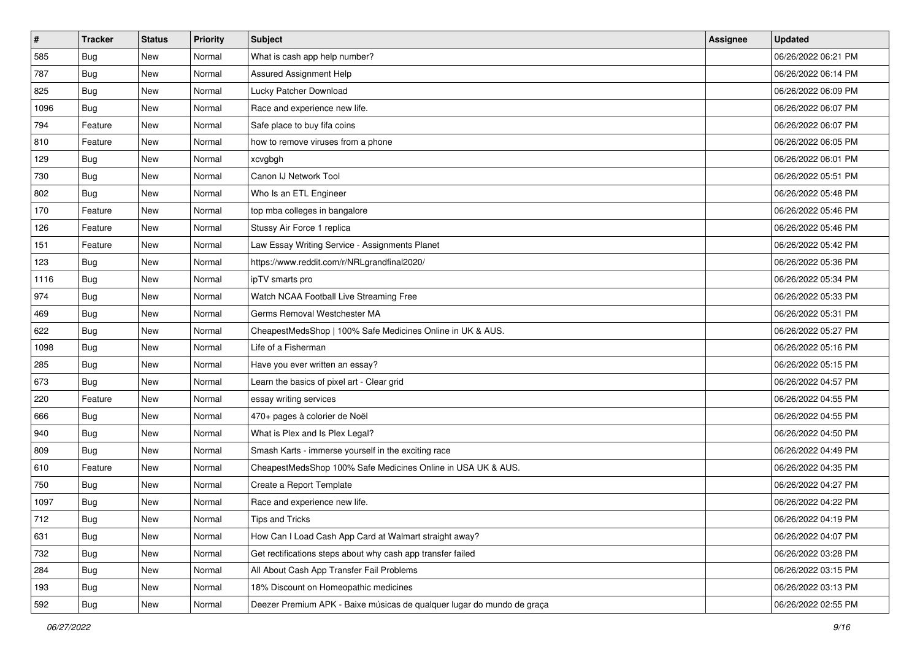| # | Tracker | Status | Priority | Subject | Assignee | Updated |
|---|---|---|---|---|---|---|
| 585 | Bug | New | Normal | What is cash app help number? | | 06/26/2022 06:21 PM |
| 787 | Bug | New | Normal | Assured Assignment Help | | 06/26/2022 06:14 PM |
| 825 | Bug | New | Normal | Lucky Patcher Download | | 06/26/2022 06:09 PM |
| 1096 | Bug | New | Normal | Race and experience new life. | | 06/26/2022 06:07 PM |
| 794 | Feature | New | Normal | Safe place to buy fifa coins | | 06/26/2022 06:07 PM |
| 810 | Feature | New | Normal | how to remove viruses from a phone | | 06/26/2022 06:05 PM |
| 129 | Bug | New | Normal | xcvgbgh | | 06/26/2022 06:01 PM |
| 730 | Bug | New | Normal | Canon IJ Network Tool | | 06/26/2022 05:51 PM |
| 802 | Bug | New | Normal | Who Is an ETL Engineer | | 06/26/2022 05:48 PM |
| 170 | Feature | New | Normal | top mba colleges in bangalore | | 06/26/2022 05:46 PM |
| 126 | Feature | New | Normal | Stussy Air Force 1 replica | | 06/26/2022 05:46 PM |
| 151 | Feature | New | Normal | Law Essay Writing Service - Assignments Planet | | 06/26/2022 05:42 PM |
| 123 | Bug | New | Normal | https://www.reddit.com/r/NRLgrandfinal2020/ | | 06/26/2022 05:36 PM |
| 1116 | Bug | New | Normal | ipTV smarts pro | | 06/26/2022 05:34 PM |
| 974 | Bug | New | Normal | Watch NCAA Football Live Streaming Free | | 06/26/2022 05:33 PM |
| 469 | Bug | New | Normal | Germs Removal Westchester MA | | 06/26/2022 05:31 PM |
| 622 | Bug | New | Normal | CheapestMedsShop \| 100% Safe Medicines Online in UK & AUS. | | 06/26/2022 05:27 PM |
| 1098 | Bug | New | Normal | Life of a Fisherman | | 06/26/2022 05:16 PM |
| 285 | Bug | New | Normal | Have you ever written an essay? | | 06/26/2022 05:15 PM |
| 673 | Bug | New | Normal | Learn the basics of pixel art - Clear grid | | 06/26/2022 04:57 PM |
| 220 | Feature | New | Normal | essay writing services | | 06/26/2022 04:55 PM |
| 666 | Bug | New | Normal | 470+ pages à colorier de Noël | | 06/26/2022 04:55 PM |
| 940 | Bug | New | Normal | What is Plex and Is Plex Legal? | | 06/26/2022 04:50 PM |
| 809 | Bug | New | Normal | Smash Karts - immerse yourself in the exciting race | | 06/26/2022 04:49 PM |
| 610 | Feature | New | Normal | CheapestMedsShop 100% Safe Medicines Online in USA UK & AUS. | | 06/26/2022 04:35 PM |
| 750 | Bug | New | Normal | Create a Report Template | | 06/26/2022 04:27 PM |
| 1097 | Bug | New | Normal | Race and experience new life. | | 06/26/2022 04:22 PM |
| 712 | Bug | New | Normal | Tips and Tricks | | 06/26/2022 04:19 PM |
| 631 | Bug | New | Normal | How Can I Load Cash App Card at Walmart straight away? | | 06/26/2022 04:07 PM |
| 732 | Bug | New | Normal | Get rectifications steps about why cash app transfer failed | | 06/26/2022 03:28 PM |
| 284 | Bug | New | Normal | All About Cash App Transfer Fail Problems | | 06/26/2022 03:15 PM |
| 193 | Bug | New | Normal | 18% Discount on Homeopathic medicines | | 06/26/2022 03:13 PM |
| 592 | Bug | New | Normal | Deezer Premium APK - Baixe músicas de qualquer lugar do mundo de graça | | 06/26/2022 02:55 PM |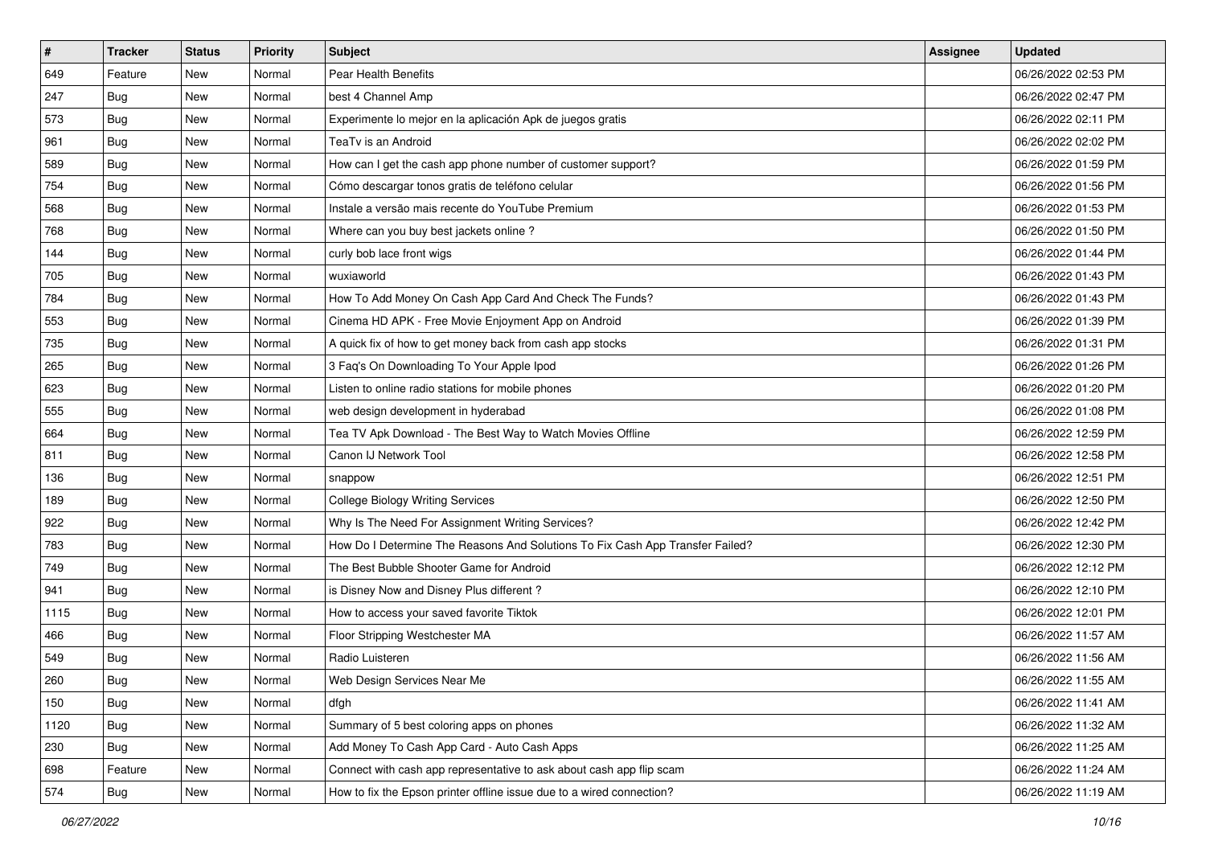| # | Tracker | Status | Priority | Subject | Assignee | Updated |
|---|---|---|---|---|---|---|
| 649 | Feature | New | Normal | Pear Health Benefits | | 06/26/2022 02:53 PM |
| 247 | Bug | New | Normal | best 4 Channel Amp | | 06/26/2022 02:47 PM |
| 573 | Bug | New | Normal | Experimente lo mejor en la aplicación Apk de juegos gratis | | 06/26/2022 02:11 PM |
| 961 | Bug | New | Normal | TeaTv is an Android | | 06/26/2022 02:02 PM |
| 589 | Bug | New | Normal | How can I get the cash app phone number of customer support? | | 06/26/2022 01:59 PM |
| 754 | Bug | New | Normal | Cómo descargar tonos gratis de teléfono celular | | 06/26/2022 01:56 PM |
| 568 | Bug | New | Normal | Instale a versão mais recente do YouTube Premium | | 06/26/2022 01:53 PM |
| 768 | Bug | New | Normal | Where can you buy best jackets online ? | | 06/26/2022 01:50 PM |
| 144 | Bug | New | Normal | curly bob lace front wigs | | 06/26/2022 01:44 PM |
| 705 | Bug | New | Normal | wuxiaworld | | 06/26/2022 01:43 PM |
| 784 | Bug | New | Normal | How To Add Money On Cash App Card And Check The Funds? | | 06/26/2022 01:43 PM |
| 553 | Bug | New | Normal | Cinema HD APK - Free Movie Enjoyment App on Android | | 06/26/2022 01:39 PM |
| 735 | Bug | New | Normal | A quick fix of how to get money back from cash app stocks | | 06/26/2022 01:31 PM |
| 265 | Bug | New | Normal | 3 Faq's On Downloading To Your Apple Ipod | | 06/26/2022 01:26 PM |
| 623 | Bug | New | Normal | Listen to online radio stations for mobile phones | | 06/26/2022 01:20 PM |
| 555 | Bug | New | Normal | web design development in hyderabad | | 06/26/2022 01:08 PM |
| 664 | Bug | New | Normal | Tea TV Apk Download - The Best Way to Watch Movies Offline | | 06/26/2022 12:59 PM |
| 811 | Bug | New | Normal | Canon IJ Network Tool | | 06/26/2022 12:58 PM |
| 136 | Bug | New | Normal | snappow | | 06/26/2022 12:51 PM |
| 189 | Bug | New | Normal | College Biology Writing Services | | 06/26/2022 12:50 PM |
| 922 | Bug | New | Normal | Why Is The Need For Assignment Writing Services? | | 06/26/2022 12:42 PM |
| 783 | Bug | New | Normal | How Do I Determine The Reasons And Solutions To Fix Cash App Transfer Failed? | | 06/26/2022 12:30 PM |
| 749 | Bug | New | Normal | The Best Bubble Shooter Game for Android | | 06/26/2022 12:12 PM |
| 941 | Bug | New | Normal | is Disney Now and Disney Plus different ? | | 06/26/2022 12:10 PM |
| 1115 | Bug | New | Normal | How to access your saved favorite Tiktok | | 06/26/2022 12:01 PM |
| 466 | Bug | New | Normal | Floor Stripping Westchester MA | | 06/26/2022 11:57 AM |
| 549 | Bug | New | Normal | Radio Luisteren | | 06/26/2022 11:56 AM |
| 260 | Bug | New | Normal | Web Design Services Near Me | | 06/26/2022 11:55 AM |
| 150 | Bug | New | Normal | dfgh | | 06/26/2022 11:41 AM |
| 1120 | Bug | New | Normal | Summary of 5 best coloring apps on phones | | 06/26/2022 11:32 AM |
| 230 | Bug | New | Normal | Add Money To Cash App Card - Auto Cash Apps | | 06/26/2022 11:25 AM |
| 698 | Feature | New | Normal | Connect with cash app representative to ask about cash app flip scam | | 06/26/2022 11:24 AM |
| 574 | Bug | New | Normal | How to fix the Epson printer offline issue due to a wired connection? | | 06/26/2022 11:19 AM |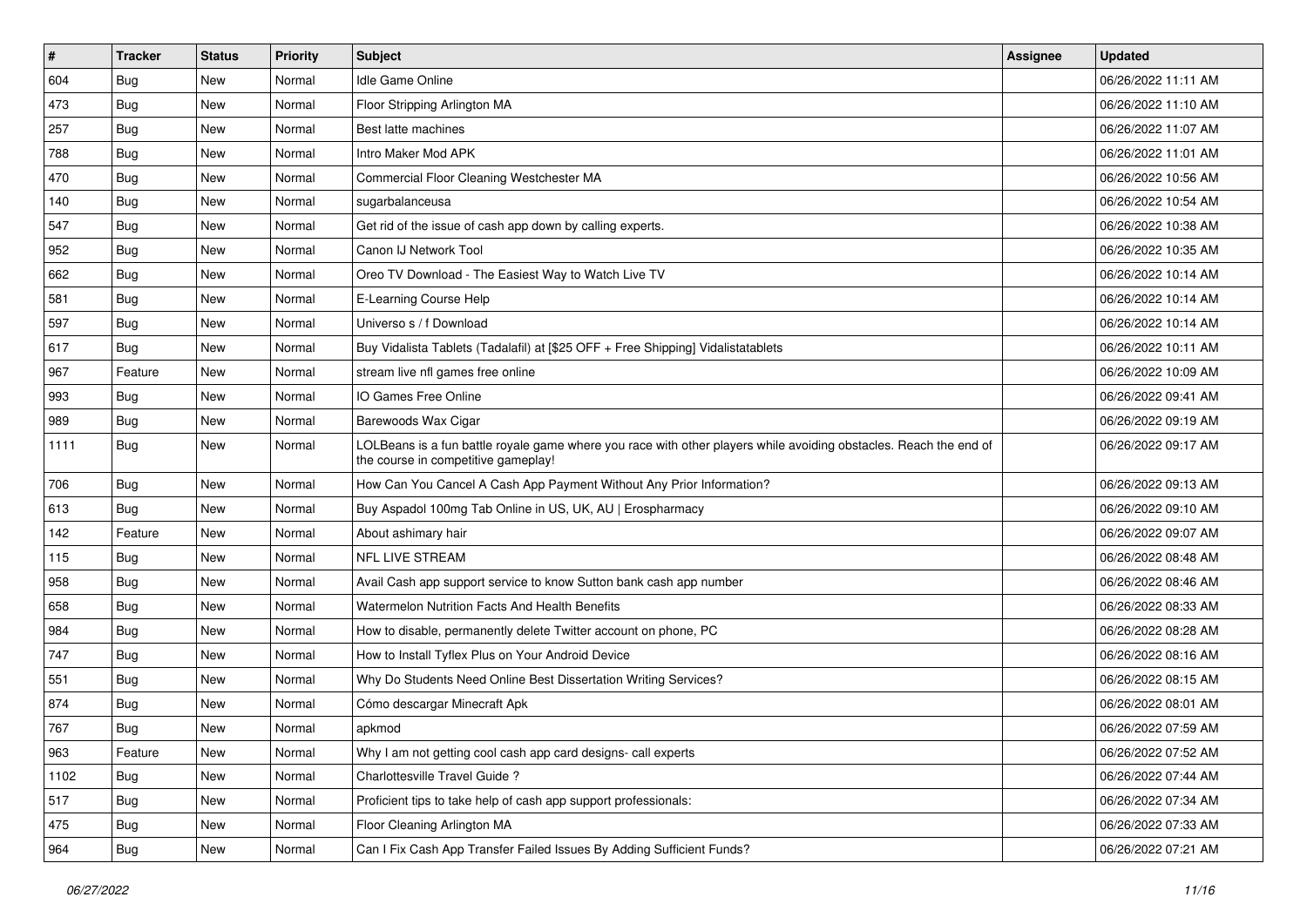| # | Tracker | Status | Priority | Subject | Assignee | Updated |
|---|---|---|---|---|---|---|
| 604 | Bug | New | Normal | Idle Game Online | | 06/26/2022 11:11 AM |
| 473 | Bug | New | Normal | Floor Stripping Arlington MA | | 06/26/2022 11:10 AM |
| 257 | Bug | New | Normal | Best latte machines | | 06/26/2022 11:07 AM |
| 788 | Bug | New | Normal | Intro Maker Mod APK | | 06/26/2022 11:01 AM |
| 470 | Bug | New | Normal | Commercial Floor Cleaning Westchester MA | | 06/26/2022 10:56 AM |
| 140 | Bug | New | Normal | sugarbalanceusa | | 06/26/2022 10:54 AM |
| 547 | Bug | New | Normal | Get rid of the issue of cash app down by calling experts. | | 06/26/2022 10:38 AM |
| 952 | Bug | New | Normal | Canon IJ Network Tool | | 06/26/2022 10:35 AM |
| 662 | Bug | New | Normal | Oreo TV Download - The Easiest Way to Watch Live TV | | 06/26/2022 10:14 AM |
| 581 | Bug | New | Normal | E-Learning Course Help | | 06/26/2022 10:14 AM |
| 597 | Bug | New | Normal | Universo s / f Download | | 06/26/2022 10:14 AM |
| 617 | Bug | New | Normal | Buy Vidalista Tablets (Tadalafil) at [$25 OFF + Free Shipping] Vidalistatablets | | 06/26/2022 10:11 AM |
| 967 | Feature | New | Normal | stream live nfl games free online | | 06/26/2022 10:09 AM |
| 993 | Bug | New | Normal | IO Games Free Online | | 06/26/2022 09:41 AM |
| 989 | Bug | New | Normal | Barewoods Wax Cigar | | 06/26/2022 09:19 AM |
| 1111 | Bug | New | Normal | LOLBeans is a fun battle royale game where you race with other players while avoiding obstacles. Reach the end of the course in competitive gameplay! | | 06/26/2022 09:17 AM |
| 706 | Bug | New | Normal | How Can You Cancel A Cash App Payment Without Any Prior Information? | | 06/26/2022 09:13 AM |
| 613 | Bug | New | Normal | Buy Aspadol 100mg Tab Online in US, UK, AU \| Erospharmacy | | 06/26/2022 09:10 AM |
| 142 | Feature | New | Normal | About ashimary hair | | 06/26/2022 09:07 AM |
| 115 | Bug | New | Normal | NFL LIVE STREAM | | 06/26/2022 08:48 AM |
| 958 | Bug | New | Normal | Avail Cash app support service to know Sutton bank cash app number | | 06/26/2022 08:46 AM |
| 658 | Bug | New | Normal | Watermelon Nutrition Facts And Health Benefits | | 06/26/2022 08:33 AM |
| 984 | Bug | New | Normal | How to disable, permanently delete Twitter account on phone, PC | | 06/26/2022 08:28 AM |
| 747 | Bug | New | Normal | How to Install Tyflex Plus on Your Android Device | | 06/26/2022 08:16 AM |
| 551 | Bug | New | Normal | Why Do Students Need Online Best Dissertation Writing Services? | | 06/26/2022 08:15 AM |
| 874 | Bug | New | Normal | Cómo descargar Minecraft Apk | | 06/26/2022 08:01 AM |
| 767 | Bug | New | Normal | apkmod | | 06/26/2022 07:59 AM |
| 963 | Feature | New | Normal | Why I am not getting cool cash app card designs- call experts | | 06/26/2022 07:52 AM |
| 1102 | Bug | New | Normal | Charlottesville Travel Guide ? | | 06/26/2022 07:44 AM |
| 517 | Bug | New | Normal | Proficient tips to take help of cash app support professionals: | | 06/26/2022 07:34 AM |
| 475 | Bug | New | Normal | Floor Cleaning Arlington MA | | 06/26/2022 07:33 AM |
| 964 | Bug | New | Normal | Can I Fix Cash App Transfer Failed Issues By Adding Sufficient Funds? | | 06/26/2022 07:21 AM |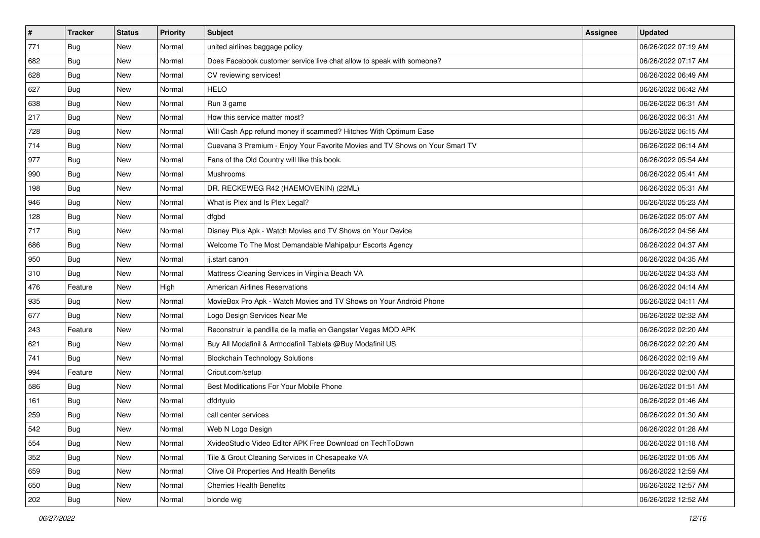| # | Tracker | Status | Priority | Subject | Assignee | Updated |
|---|---|---|---|---|---|---|
| 771 | Bug | New | Normal | united airlines baggage policy | | 06/26/2022 07:19 AM |
| 682 | Bug | New | Normal | Does Facebook customer service live chat allow to speak with someone? | | 06/26/2022 07:17 AM |
| 628 | Bug | New | Normal | CV reviewing services! | | 06/26/2022 06:49 AM |
| 627 | Bug | New | Normal | HELO | | 06/26/2022 06:42 AM |
| 638 | Bug | New | Normal | Run 3 game | | 06/26/2022 06:31 AM |
| 217 | Bug | New | Normal | How this service matter most? | | 06/26/2022 06:31 AM |
| 728 | Bug | New | Normal | Will Cash App refund money if scammed? Hitches With Optimum Ease | | 06/26/2022 06:15 AM |
| 714 | Bug | New | Normal | Cuevana 3 Premium - Enjoy Your Favorite Movies and TV Shows on Your Smart TV | | 06/26/2022 06:14 AM |
| 977 | Bug | New | Normal | Fans of the Old Country will like this book. | | 06/26/2022 05:54 AM |
| 990 | Bug | New | Normal | Mushrooms | | 06/26/2022 05:41 AM |
| 198 | Bug | New | Normal | DR. RECKEWEG R42 (HAEMOVENIN) (22ML) | | 06/26/2022 05:31 AM |
| 946 | Bug | New | Normal | What is Plex and Is Plex Legal? | | 06/26/2022 05:23 AM |
| 128 | Bug | New | Normal | dfgbd | | 06/26/2022 05:07 AM |
| 717 | Bug | New | Normal | Disney Plus Apk - Watch Movies and TV Shows on Your Device | | 06/26/2022 04:56 AM |
| 686 | Bug | New | Normal | Welcome To The Most Demandable Mahipalpur Escorts Agency | | 06/26/2022 04:37 AM |
| 950 | Bug | New | Normal | ij.start canon | | 06/26/2022 04:35 AM |
| 310 | Bug | New | Normal | Mattress Cleaning Services in Virginia Beach VA | | 06/26/2022 04:33 AM |
| 476 | Feature | New | High | American Airlines Reservations | | 06/26/2022 04:14 AM |
| 935 | Bug | New | Normal | MovieBox Pro Apk - Watch Movies and TV Shows on Your Android Phone | | 06/26/2022 04:11 AM |
| 677 | Bug | New | Normal | Logo Design Services Near Me | | 06/26/2022 02:32 AM |
| 243 | Feature | New | Normal | Reconstruir la pandilla de la mafia en Gangstar Vegas MOD APK | | 06/26/2022 02:20 AM |
| 621 | Bug | New | Normal | Buy All Modafinil & Armodafinil Tablets @Buy Modafinil US | | 06/26/2022 02:20 AM |
| 741 | Bug | New | Normal | Blockchain Technology Solutions | | 06/26/2022 02:19 AM |
| 994 | Feature | New | Normal | Cricut.com/setup | | 06/26/2022 02:00 AM |
| 586 | Bug | New | Normal | Best Modifications For Your Mobile Phone | | 06/26/2022 01:51 AM |
| 161 | Bug | New | Normal | dfdrtyuio | | 06/26/2022 01:46 AM |
| 259 | Bug | New | Normal | call center services | | 06/26/2022 01:30 AM |
| 542 | Bug | New | Normal | Web N Logo Design | | 06/26/2022 01:28 AM |
| 554 | Bug | New | Normal | XvideoStudio Video Editor APK Free Download on TechToDown | | 06/26/2022 01:18 AM |
| 352 | Bug | New | Normal | Tile & Grout Cleaning Services in Chesapeake VA | | 06/26/2022 01:05 AM |
| 659 | Bug | New | Normal | Olive Oil Properties And Health Benefits | | 06/26/2022 12:59 AM |
| 650 | Bug | New | Normal | Cherries Health Benefits | | 06/26/2022 12:57 AM |
| 202 | Bug | New | Normal | blonde wig | | 06/26/2022 12:52 AM |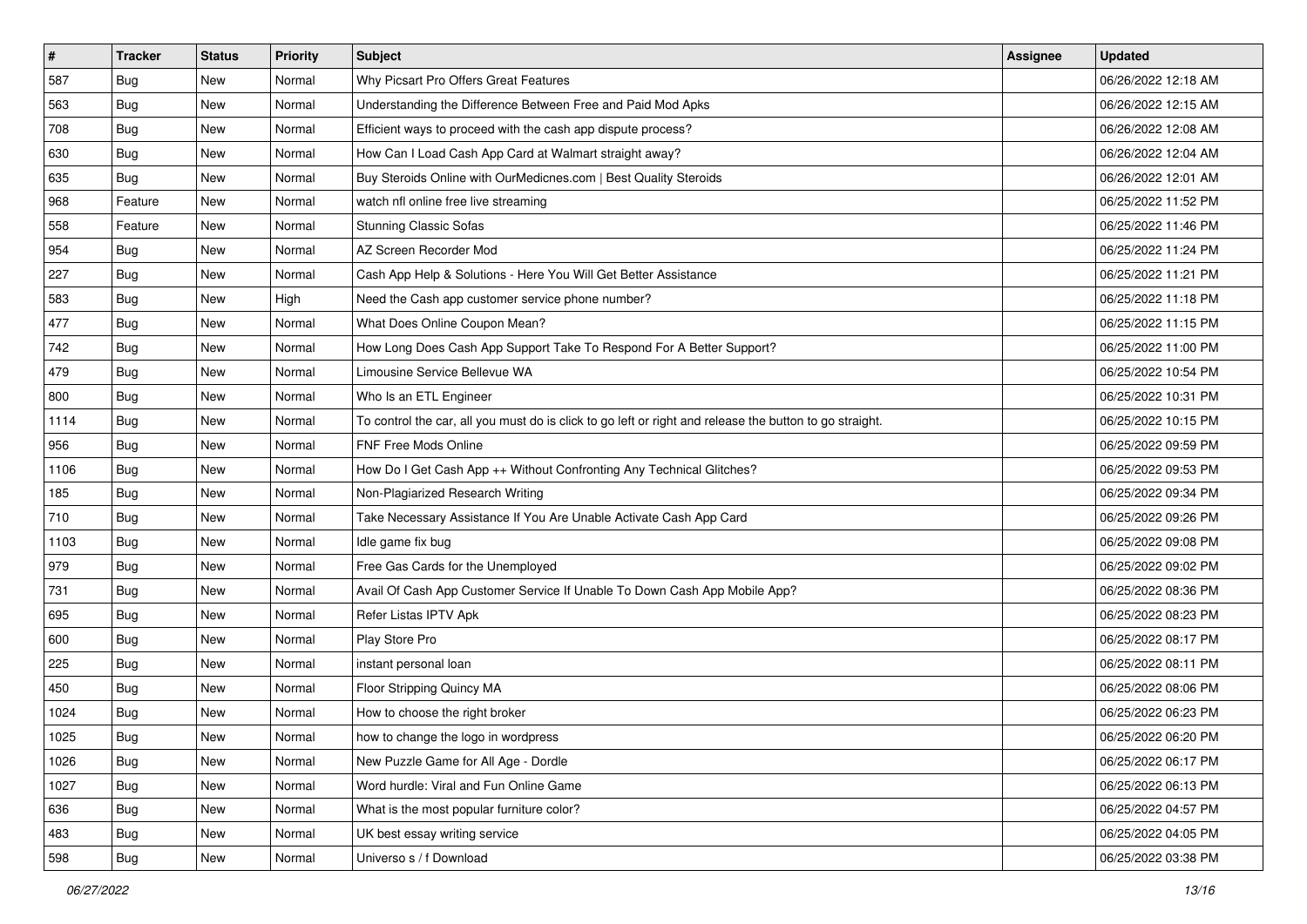| # | Tracker | Status | Priority | Subject | Assignee | Updated |
|---|---|---|---|---|---|---|
| 587 | Bug | New | Normal | Why Picsart Pro Offers Great Features | | 06/26/2022 12:18 AM |
| 563 | Bug | New | Normal | Understanding the Difference Between Free and Paid Mod Apks | | 06/26/2022 12:15 AM |
| 708 | Bug | New | Normal | Efficient ways to proceed with the cash app dispute process? | | 06/26/2022 12:08 AM |
| 630 | Bug | New | Normal | How Can I Load Cash App Card at Walmart straight away? | | 06/26/2022 12:04 AM |
| 635 | Bug | New | Normal | Buy Steroids Online with OurMedicnes.com \| Best Quality Steroids | | 06/26/2022 12:01 AM |
| 968 | Feature | New | Normal | watch nfl online free live streaming | | 06/25/2022 11:52 PM |
| 558 | Feature | New | Normal | Stunning Classic Sofas | | 06/25/2022 11:46 PM |
| 954 | Bug | New | Normal | AZ Screen Recorder Mod | | 06/25/2022 11:24 PM |
| 227 | Bug | New | Normal | Cash App Help & Solutions - Here You Will Get Better Assistance | | 06/25/2022 11:21 PM |
| 583 | Bug | New | High | Need the Cash app customer service phone number? | | 06/25/2022 11:18 PM |
| 477 | Bug | New | Normal | What Does Online Coupon Mean? | | 06/25/2022 11:15 PM |
| 742 | Bug | New | Normal | How Long Does Cash App Support Take To Respond For A Better Support? | | 06/25/2022 11:00 PM |
| 479 | Bug | New | Normal | Limousine Service Bellevue WA | | 06/25/2022 10:54 PM |
| 800 | Bug | New | Normal | Who Is an ETL Engineer | | 06/25/2022 10:31 PM |
| 1114 | Bug | New | Normal | To control the car, all you must do is click to go left or right and release the button to go straight. | | 06/25/2022 10:15 PM |
| 956 | Bug | New | Normal | FNF Free Mods Online | | 06/25/2022 09:59 PM |
| 1106 | Bug | New | Normal | How Do I Get Cash App ++ Without Confronting Any Technical Glitches? | | 06/25/2022 09:53 PM |
| 185 | Bug | New | Normal | Non-Plagiarized Research Writing | | 06/25/2022 09:34 PM |
| 710 | Bug | New | Normal | Take Necessary Assistance If You Are Unable Activate Cash App Card | | 06/25/2022 09:26 PM |
| 1103 | Bug | New | Normal | Idle game fix bug | | 06/25/2022 09:08 PM |
| 979 | Bug | New | Normal | Free Gas Cards for the Unemployed | | 06/25/2022 09:02 PM |
| 731 | Bug | New | Normal | Avail Of Cash App Customer Service If Unable To Down Cash App Mobile App? | | 06/25/2022 08:36 PM |
| 695 | Bug | New | Normal | Refer Listas IPTV Apk | | 06/25/2022 08:23 PM |
| 600 | Bug | New | Normal | Play Store Pro | | 06/25/2022 08:17 PM |
| 225 | Bug | New | Normal | instant personal loan | | 06/25/2022 08:11 PM |
| 450 | Bug | New | Normal | Floor Stripping Quincy MA | | 06/25/2022 08:06 PM |
| 1024 | Bug | New | Normal | How to choose the right broker | | 06/25/2022 06:23 PM |
| 1025 | Bug | New | Normal | how to change the logo in wordpress | | 06/25/2022 06:20 PM |
| 1026 | Bug | New | Normal | New Puzzle Game for All Age - Dordle | | 06/25/2022 06:17 PM |
| 1027 | Bug | New | Normal | Word hurdle: Viral and Fun Online Game | | 06/25/2022 06:13 PM |
| 636 | Bug | New | Normal | What is the most popular furniture color? | | 06/25/2022 04:57 PM |
| 483 | Bug | New | Normal | UK best essay writing service | | 06/25/2022 04:05 PM |
| 598 | Bug | New | Normal | Universo s / f Download | | 06/25/2022 03:38 PM |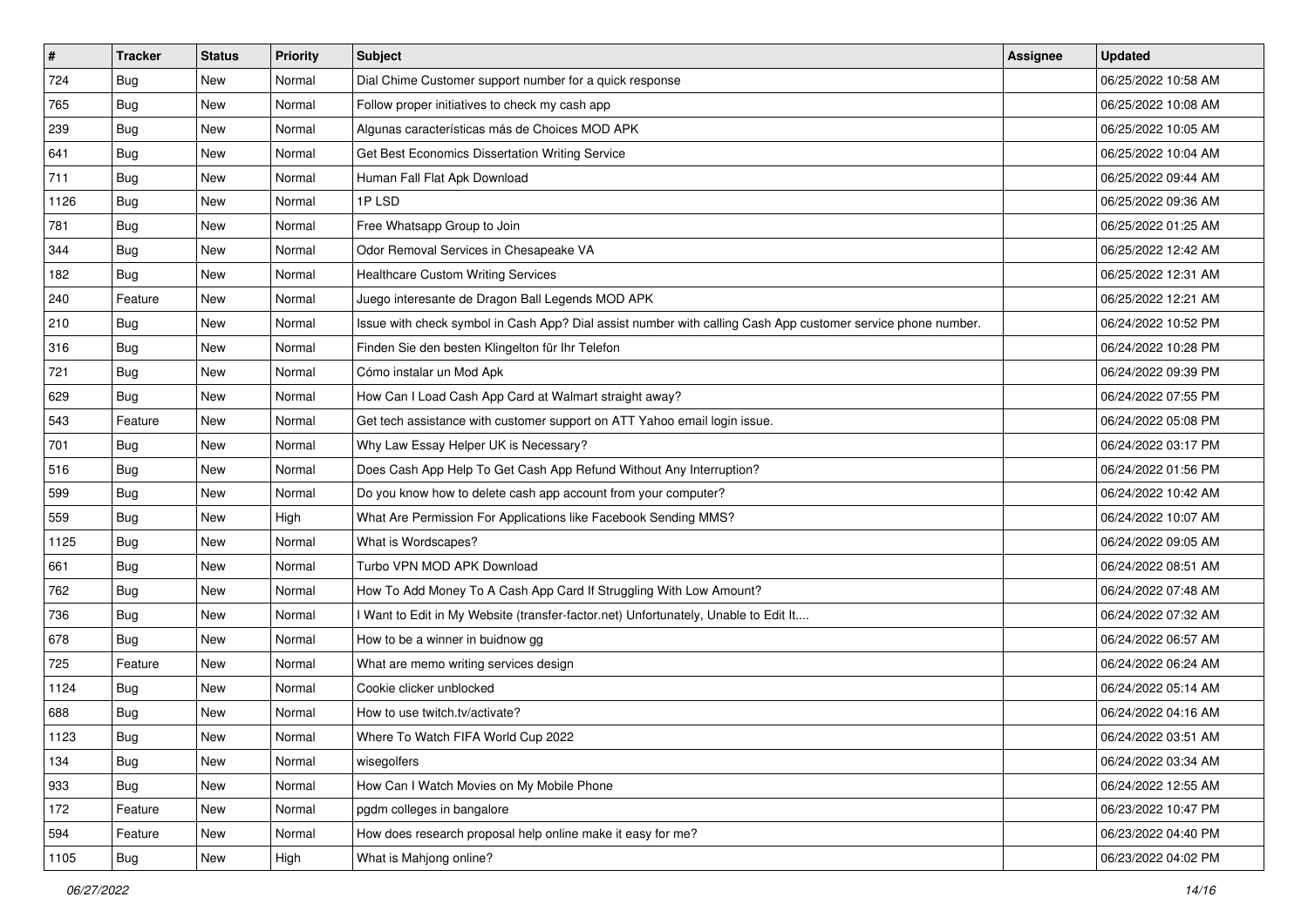| # | Tracker | Status | Priority | Subject | Assignee | Updated |
|---|---|---|---|---|---|---|
| 724 | Bug | New | Normal | Dial Chime Customer support number for a quick response | | 06/25/2022 10:58 AM |
| 765 | Bug | New | Normal | Follow proper initiatives to check my cash app | | 06/25/2022 10:08 AM |
| 239 | Bug | New | Normal | Algunas características más de Choices MOD APK | | 06/25/2022 10:05 AM |
| 641 | Bug | New | Normal | Get Best Economics Dissertation Writing Service | | 06/25/2022 10:04 AM |
| 711 | Bug | New | Normal | Human Fall Flat Apk Download | | 06/25/2022 09:44 AM |
| 1126 | Bug | New | Normal | 1P LSD | | 06/25/2022 09:36 AM |
| 781 | Bug | New | Normal | Free Whatsapp Group to Join | | 06/25/2022 01:25 AM |
| 344 | Bug | New | Normal | Odor Removal Services in Chesapeake VA | | 06/25/2022 12:42 AM |
| 182 | Bug | New | Normal | Healthcare Custom Writing Services | | 06/25/2022 12:31 AM |
| 240 | Feature | New | Normal | Juego interesante de Dragon Ball Legends MOD APK | | 06/25/2022 12:21 AM |
| 210 | Bug | New | Normal | Issue with check symbol in Cash App? Dial assist number with calling Cash App customer service phone number. | | 06/24/2022 10:52 PM |
| 316 | Bug | New | Normal | Finden Sie den besten Klingelton für Ihr Telefon | | 06/24/2022 10:28 PM |
| 721 | Bug | New | Normal | Cómo instalar un Mod Apk | | 06/24/2022 09:39 PM |
| 629 | Bug | New | Normal | How Can I Load Cash App Card at Walmart straight away? | | 06/24/2022 07:55 PM |
| 543 | Feature | New | Normal | Get tech assistance with customer support on ATT Yahoo email login issue. | | 06/24/2022 05:08 PM |
| 701 | Bug | New | Normal | Why Law Essay Helper UK is Necessary? | | 06/24/2022 03:17 PM |
| 516 | Bug | New | Normal | Does Cash App Help To Get Cash App Refund Without Any Interruption? | | 06/24/2022 01:56 PM |
| 599 | Bug | New | Normal | Do you know how to delete cash app account from your computer? | | 06/24/2022 10:42 AM |
| 559 | Bug | New | High | What Are Permission For Applications like Facebook Sending MMS? | | 06/24/2022 10:07 AM |
| 1125 | Bug | New | Normal | What is Wordscapes? | | 06/24/2022 09:05 AM |
| 661 | Bug | New | Normal | Turbo VPN MOD APK Download | | 06/24/2022 08:51 AM |
| 762 | Bug | New | Normal | How To Add Money To A Cash App Card If Struggling With Low Amount? | | 06/24/2022 07:48 AM |
| 736 | Bug | New | Normal | I Want to Edit in My Website (transfer-factor.net) Unfortunately, Unable to Edit It.... | | 06/24/2022 07:32 AM |
| 678 | Bug | New | Normal | How to be a winner in buidnow gg | | 06/24/2022 06:57 AM |
| 725 | Feature | New | Normal | What are memo writing services design | | 06/24/2022 06:24 AM |
| 1124 | Bug | New | Normal | Cookie clicker unblocked | | 06/24/2022 05:14 AM |
| 688 | Bug | New | Normal | How to use twitch.tv/activate? | | 06/24/2022 04:16 AM |
| 1123 | Bug | New | Normal | Where To Watch FIFA World Cup 2022 | | 06/24/2022 03:51 AM |
| 134 | Bug | New | Normal | wisegolfers | | 06/24/2022 03:34 AM |
| 933 | Bug | New | Normal | How Can I Watch Movies on My Mobile Phone | | 06/24/2022 12:55 AM |
| 172 | Feature | New | Normal | pgdm colleges in bangalore | | 06/23/2022 10:47 PM |
| 594 | Feature | New | Normal | How does research proposal help online make it easy for me? | | 06/23/2022 04:40 PM |
| 1105 | Bug | New | High | What is Mahjong online? | | 06/23/2022 04:02 PM |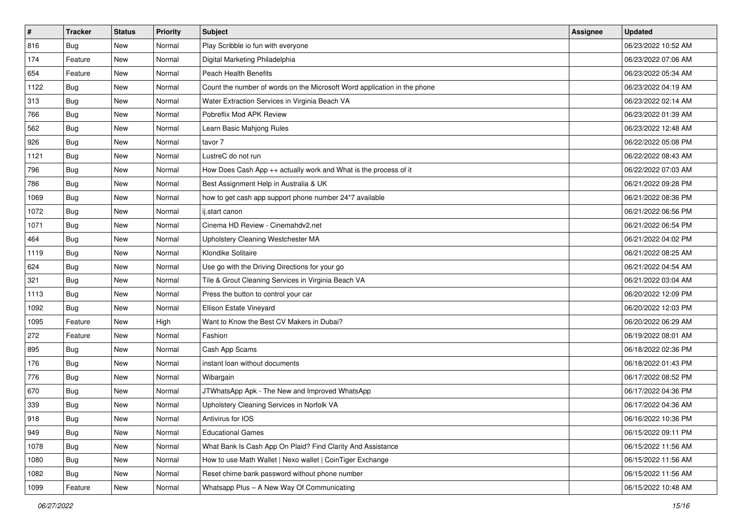| # | Tracker | Status | Priority | Subject | Assignee | Updated |
|---|---|---|---|---|---|---|
| 816 | Bug | New | Normal | Play Scribble io fun with everyone | | 06/23/2022 10:52 AM |
| 174 | Feature | New | Normal | Digital Marketing Philadelphia | | 06/23/2022 07:06 AM |
| 654 | Feature | New | Normal | Peach Health Benefits | | 06/23/2022 05:34 AM |
| 1122 | Bug | New | Normal | Count the number of words on the Microsoft Word application in the phone | | 06/23/2022 04:19 AM |
| 313 | Bug | New | Normal | Water Extraction Services in Virginia Beach VA | | 06/23/2022 02:14 AM |
| 766 | Bug | New | Normal | Pobreflix Mod APK Review | | 06/23/2022 01:39 AM |
| 562 | Bug | New | Normal | Learn Basic Mahjong Rules | | 06/23/2022 12:48 AM |
| 926 | Bug | New | Normal | tavor 7 | | 06/22/2022 05:08 PM |
| 1121 | Bug | New | Normal | LustreC do not run | | 06/22/2022 08:43 AM |
| 796 | Bug | New | Normal | How Does Cash App ++ actually work and What is the process of it | | 06/22/2022 07:03 AM |
| 786 | Bug | New | Normal | Best Assignment Help in Australia & UK | | 06/21/2022 09:28 PM |
| 1069 | Bug | New | Normal | how to get cash app support phone number 24*7 available | | 06/21/2022 08:36 PM |
| 1072 | Bug | New | Normal | ij.start canon | | 06/21/2022 06:56 PM |
| 1071 | Bug | New | Normal | Cinema HD Review - Cinemahdv2.net | | 06/21/2022 06:54 PM |
| 464 | Bug | New | Normal | Upholstery Cleaning Westchester MA | | 06/21/2022 04:02 PM |
| 1119 | Bug | New | Normal | Klondike Solitaire | | 06/21/2022 08:25 AM |
| 624 | Bug | New | Normal | Use go with the Driving Directions for your go | | 06/21/2022 04:54 AM |
| 321 | Bug | New | Normal | Tile & Grout Cleaning Services in Virginia Beach VA | | 06/21/2022 03:04 AM |
| 1113 | Bug | New | Normal | Press the button to control your car | | 06/20/2022 12:09 PM |
| 1092 | Bug | New | Normal | Ellison Estate Vineyard | | 06/20/2022 12:03 PM |
| 1095 | Feature | New | High | Want to Know the Best CV Makers in Dubai? | | 06/20/2022 06:29 AM |
| 272 | Feature | New | Normal | Fashion | | 06/19/2022 08:01 AM |
| 895 | Bug | New | Normal | Cash App Scams | | 06/18/2022 02:36 PM |
| 176 | Bug | New | Normal | instant loan without documents | | 06/18/2022 01:43 PM |
| 776 | Bug | New | Normal | Wibargain | | 06/17/2022 08:52 PM |
| 670 | Bug | New | Normal | JTWhatsApp Apk - The New and Improved WhatsApp | | 06/17/2022 04:36 PM |
| 339 | Bug | New | Normal | Upholstery Cleaning Services in Norfolk VA | | 06/17/2022 04:36 AM |
| 918 | Bug | New | Normal | Antivirus for IOS | | 06/16/2022 10:36 PM |
| 949 | Bug | New | Normal | Educational Games | | 06/15/2022 09:11 PM |
| 1078 | Bug | New | Normal | What Bank Is Cash App On Plaid? Find Clarity And Assistance | | 06/15/2022 11:56 AM |
| 1080 | Bug | New | Normal | How to use Math Wallet \| Nexo wallet \| CoinTiger Exchange | | 06/15/2022 11:56 AM |
| 1082 | Bug | New | Normal | Reset chime bank password without phone number | | 06/15/2022 11:56 AM |
| 1099 | Feature | New | Normal | Whatsapp Plus – A New Way Of Communicating | | 06/15/2022 10:48 AM |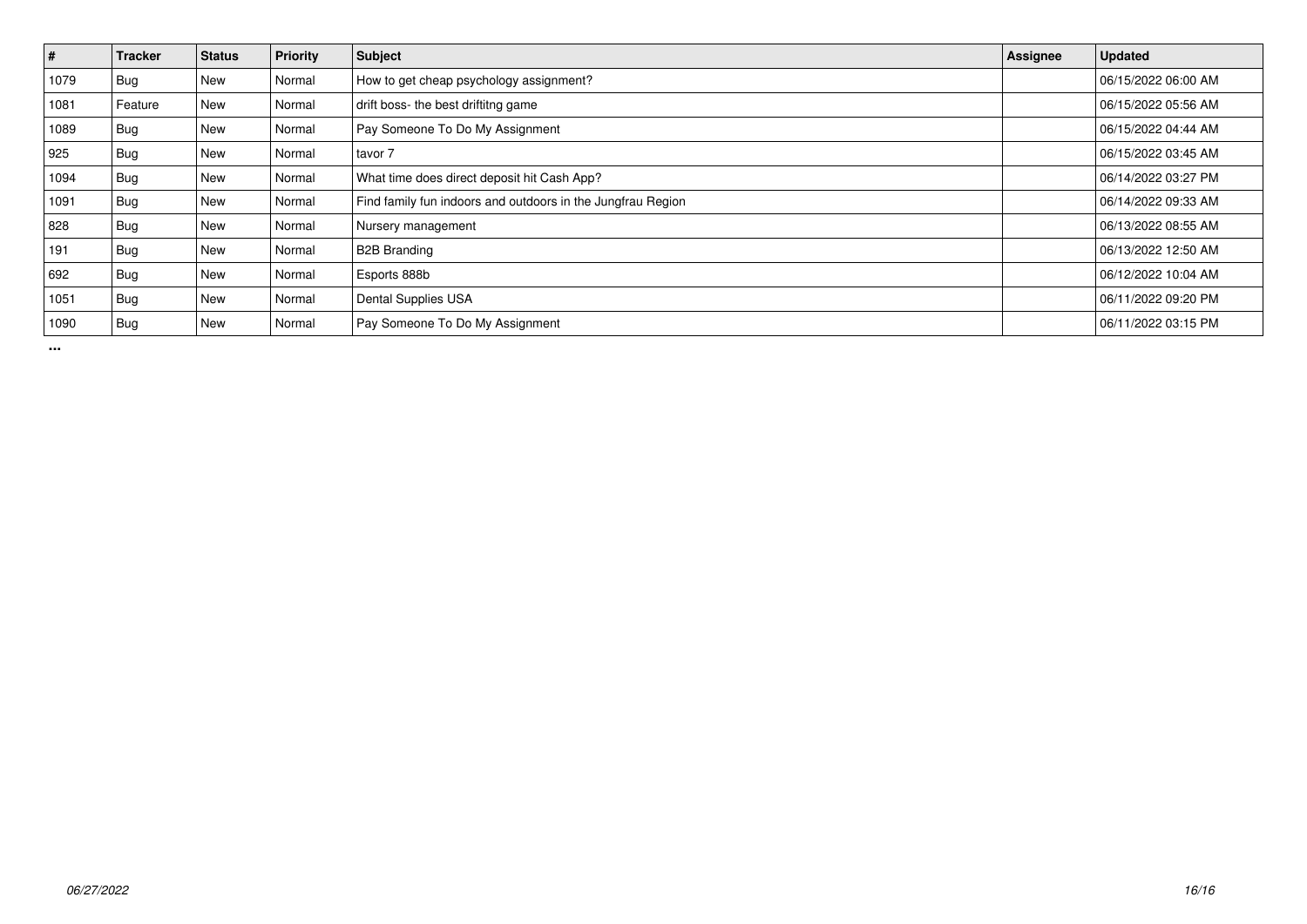| # | Tracker | Status | Priority | Subject | Assignee | Updated |
|---|---|---|---|---|---|---|
| 1079 | Bug | New | Normal | How to get cheap psychology assignment? | | 06/15/2022 06:00 AM |
| 1081 | Feature | New | Normal | drift boss- the best driftitng game | | 06/15/2022 05:56 AM |
| 1089 | Bug | New | Normal | Pay Someone To Do My Assignment | | 06/15/2022 04:44 AM |
| 925 | Bug | New | Normal | tavor 7 | | 06/15/2022 03:45 AM |
| 1094 | Bug | New | Normal | What time does direct deposit hit Cash App? | | 06/14/2022 03:27 PM |
| 1091 | Bug | New | Normal | Find family fun indoors and outdoors in the Jungfrau Region | | 06/14/2022 09:33 AM |
| 828 | Bug | New | Normal | Nursery management | | 06/13/2022 08:55 AM |
| 191 | Bug | New | Normal | B2B Branding | | 06/13/2022 12:50 AM |
| 692 | Bug | New | Normal | Esports 888b | | 06/12/2022 10:04 AM |
| 1051 | Bug | New | Normal | Dental Supplies USA | | 06/11/2022 09:20 PM |
| 1090 | Bug | New | Normal | Pay Someone To Do My Assignment | | 06/11/2022 03:15 PM |

...